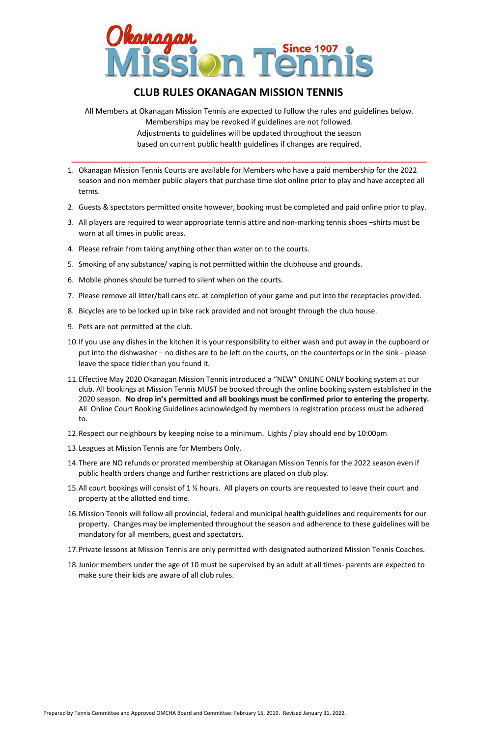Okanagan Mission Tennis Since 1907

# CLUB RULES OKANAGAN MISSION TENNIS

All Members at Okanagan Mission Tennis are expected to follow the rules and guidelines below.
Memberships may be revoked if guidelines are not followed.
Adjustments to guidelines will be updated throughout the season
based on current public health guidelines if changes are required.

---

1. Okanagan Mission Tennis Courts are available for Members who have a paid membership for the 2022 season and non member public players that purchase time slot online prior to play and have accepted all terms.
2. Guests & spectators permitted onsite however, booking must be completed and paid online prior to play.
3. All players are required to wear appropriate tennis attire and non-marking tennis shoes –shirts must be worn at all times in public areas.
4. Please refrain from taking anything other than water on to the courts.
5. Smoking of any substance/ vaping is not permitted within the clubhouse and grounds.
6. Mobile phones should be turned to silent when on the courts.
7. Please remove all litter/ball cans etc. at completion of your game and put into the receptacles provided.
8. Bicycles are to be locked up in bike rack provided and not brought through the club house.
9. Pets are not permitted at the club.
10. If you use any dishes in the kitchen it is your responsibility to either wash and put away in the cupboard or put into the dishwasher – no dishes are to be left on the courts, on the countertops or in the sink - please leave the space tidier than you found it.
11. Effective May 2020 Okanagan Mission Tennis introduced a "NEW" ONLINE ONLY booking system at our club. All bookings at Mission Tennis MUST be booked through the online booking system established in the 2020 season. **No drop in's permitted and all bookings must be confirmed prior to entering the property.** All Online Court Booking Guidelines acknowledged by members in registration process must be adhered to.
12. Respect our neighbours by keeping noise to a minimum. Lights / play should end by 10:00pm
13. Leagues at Mission Tennis are for Members Only.
14. There are NO refunds or prorated membership at Okanagan Mission Tennis for the 2022 season even if public health orders change and further restrictions are placed on club play.
15. All court bookings will consist of 1 ½ hours. All players on courts are requested to leave their court and property at the allotted end time.
16. Mission Tennis will follow all provincial, federal and municipal health guidelines and requirements for our property. Changes may be implemented throughout the season and adherence to these guidelines will be mandatory for all members, guest and spectators.
17. Private lessons at Mission Tennis are only permitted with designated authorized Mission Tennis Coaches.
18. Junior members under the age of 10 must be supervised by an adult at all times- parents are expected to make sure their kids are aware of all club rules.

Prepared by Tennis Committee and Approved OMCHA Board and Committee: February 15, 2019. Revised January 31, 2022.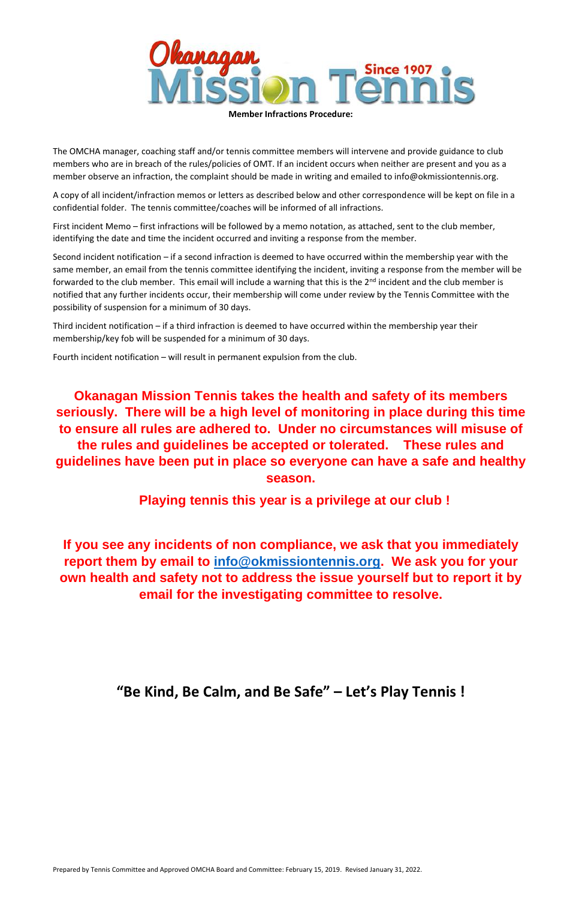Okanagan Mission Tennis Since 1907

**Member Infractions Procedure:**

The OMCHA manager, coaching staff and/or tennis committee members will intervene and provide guidance to club members who are in breach of the rules/policies of OMT. If an incident occurs when neither are present and you as a member observe an infraction, the complaint should be made in writing and emailed to info@okmissiontennis.org.

A copy of all incident/infraction memos or letters as described below and other correspondence will be kept on file in a confidential folder. The tennis committee/coaches will be informed of all infractions.

First incident Memo – first infractions will be followed by a memo notation, as attached, sent to the club member, identifying the date and time the incident occurred and inviting a response from the member.

Second incident notification – if a second infraction is deemed to have occurred within the membership year with the same member, an email from the tennis committee identifying the incident, inviting a response from the member will be forwarded to the club member. This email will include a warning that this is the 2nd incident and the club member is notified that any further incidents occur, their membership will come under review by the Tennis Committee with the possibility of suspension for a minimum of 30 days.

Third incident notification – if a third infraction is deemed to have occurred within the membership year their membership/key fob will be suspended for a minimum of 30 days.

Fourth incident notification – will result in permanent expulsion from the club.

**Okanagan Mission Tennis takes the health and safety of its members seriously. There will be a high level of monitoring in place during this time to ensure all rules are adhered to. Under no circumstances will misuse of the rules and guidelines be accepted or tolerated. These rules and guidelines have been put in place so everyone can have a safe and healthy season.**

**Playing tennis this year is a privilege at our club !**

**If you see any incidents of non compliance, we ask that you immediately report them by email to info@okmissiontennis.org. We ask you for your own health and safety not to address the issue yourself but to report it by email for the investigating committee to resolve.**

**"Be Kind, Be Calm, and Be Safe" – Let's Play Tennis !**

Prepared by Tennis Committee and Approved OMCHA Board and Committee: February 15, 2019. Revised January 31, 2022.